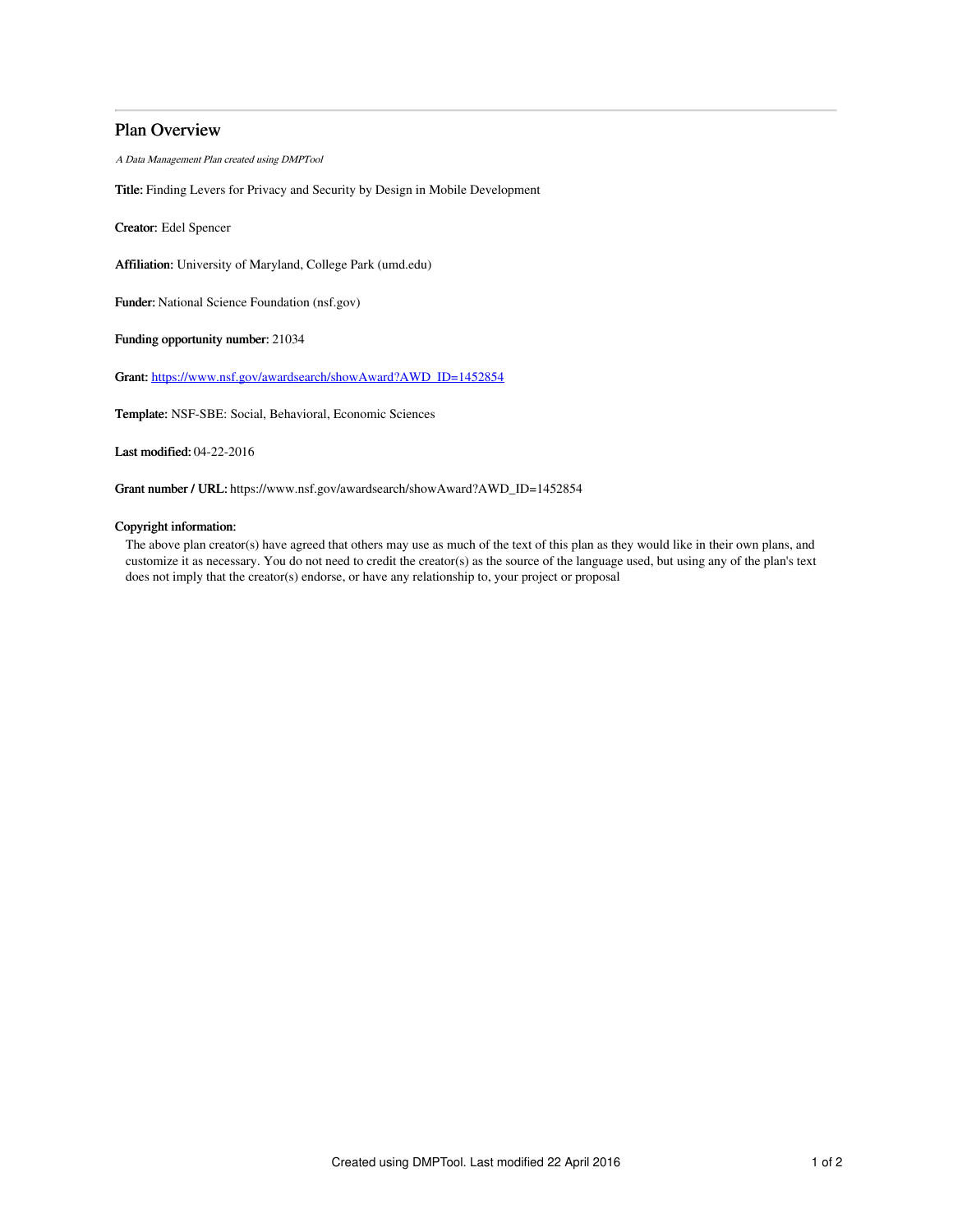# Plan Overview

*A Data Management Plan created using DMPTool*

**Title:** Finding Levers for Privacy and Security by Design in Mobile Development

**Creator:** Edel Spencer

**Affiliation:** University of Maryland, College Park (umd.edu)

**Funder:** National Science Foundation (nsf.gov)

**Funding opportunity number:** 21034

**Grant:** https://www.nsf.gov/awardsearch/showAward?AWD_ID=1452854

**Template:** NSF-SBE: Social, Behavioral, Economic Sciences

**Last modified:** 04-22-2016

**Grant number / URL:** https://www.nsf.gov/awardsearch/showAward?AWD_ID=1452854

**Copyright information:**

The above plan creator(s) have agreed that others may use as much of the text of this plan as they would like in their own plans, and customize it as necessary. You do not need to credit the creator(s) as the source of the language used, but using any of the plan's text does not imply that the creator(s) endorse, or have any relationship to, your project or proposal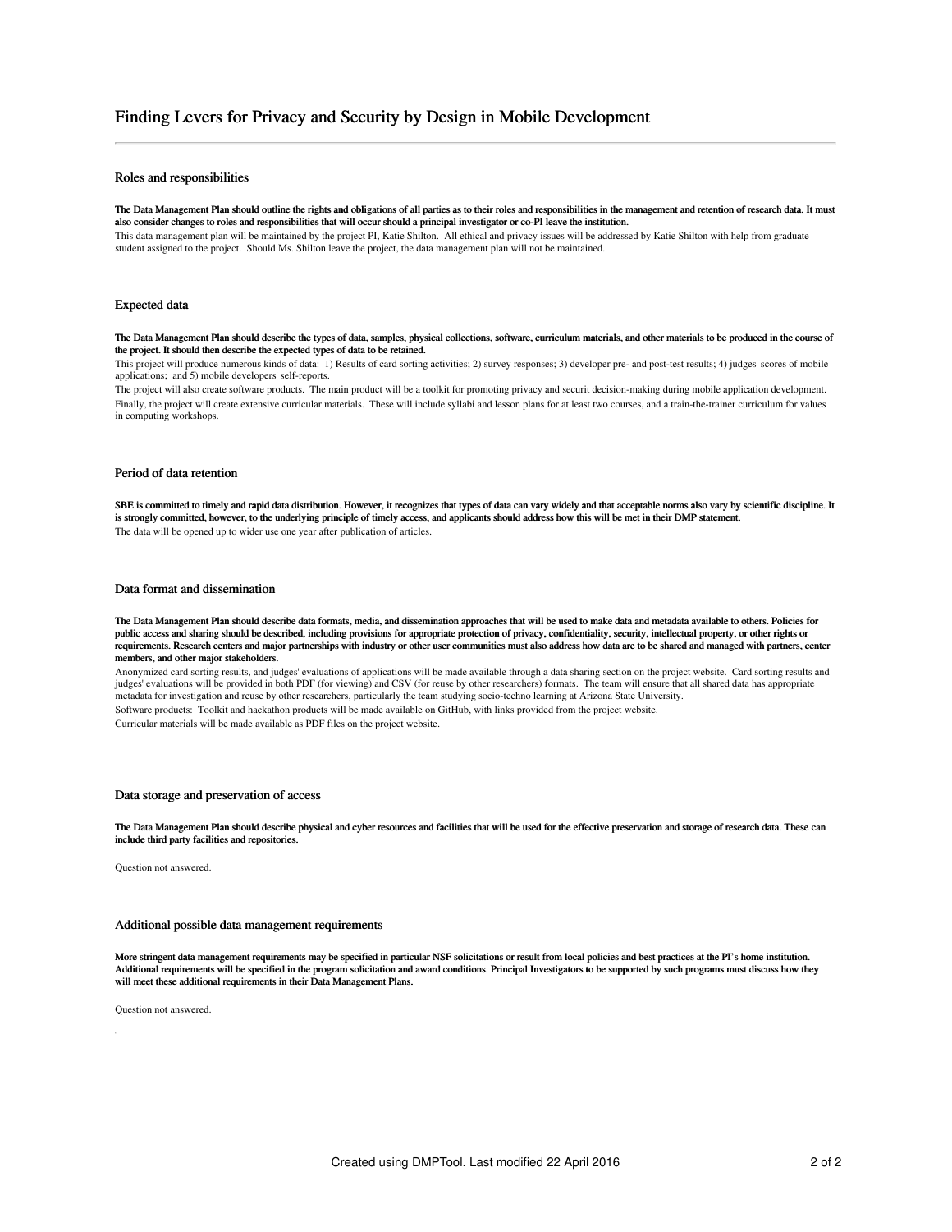# Finding Levers for Privacy and Security by Design in Mobile Development

## Roles and responsibilities

**The Data Management Plan should outline the rights and obligations of all parties as to their roles and responsibilities in the management and retention of research data. It must also consider changes to roles and responsibilities that will occur should a principal investigator or co-PI leave the institution.**

This data management plan will be maintained by the project PI, Katie Shilton. All ethical and privacy issues will be addressed by Katie Shilton with help from graduate student assigned to the project. Should Ms. Shilton leave the project, the data management plan will not be maintained.

## Expected data

**The Data Management Plan should describe the types of data, samples, physical collections, software, curriculum materials, and other materials to be produced in the course of the project. It should then describe the expected types of data to be retained.**

This project will produce numerous kinds of data: 1) Results of card sorting activities; 2) survey responses; 3) developer pre- and post-test results; 4) judges' scores of mobile applications; and 5) mobile developers' self-reports.

The project will also create software products. The main product will be a toolkit for promoting privacy and securit decision-making during mobile application development.

Finally, the project will create extensive curricular materials. These will include syllabi and lesson plans for at least two courses, and a train-the-trainer curriculum for values in computing workshops.

## Period of data retention

**SBE is committed to timely and rapid data distribution. However, it recognizes that types of data can vary widely and that acceptable norms also vary by scientific discipline. It is strongly committed, however, to the underlying principle of timely access, and applicants should address how this will be met in their DMP statement.**

The data will be opened up to wider use one year after publication of articles.

## Data format and dissemination

**The Data Management Plan should describe data formats, media, and dissemination approaches that will be used to make data and metadata available to others. Policies for public access and sharing should be described, including provisions for appropriate protection of privacy, confidentiality, security, intellectual property, or other rights or requirements. Research centers and major partnerships with industry or other user communities must also address how data are to be shared and managed with partners, center members, and other major stakeholders.**

Anonymized card sorting results, and judges' evaluations of applications will be made available through a data sharing section on the project website. Card sorting results and judges' evaluations will be provided in both PDF (for viewing) and CSV (for reuse by other researchers) formats. The team will ensure that all shared data has appropriate metadata for investigation and reuse by other researchers, particularly the team studying socio-techno learning at Arizona State University.

Software products: Toolkit and hackathon products will be made available on GitHub, with links provided from the project website.

Curricular materials will be made available as PDF files on the project website.

## Data storage and preservation of access

**The Data Management Plan should describe physical and cyber resources and facilities that will be used for the effective preservation and storage of research data. These can include third party facilities and repositories.**

Question not answered.

## Additional possible data management requirements

**More stringent data management requirements may be specified in particular NSF solicitations or result from local policies and best practices at the PI's home institution. Additional requirements will be specified in the program solicitation and award conditions. Principal Investigators to be supported by such programs must discuss how they will meet these additional requirements in their Data Management Plans.**

Question not answered.

Created using DMPTool. Last modified 22 April 2016